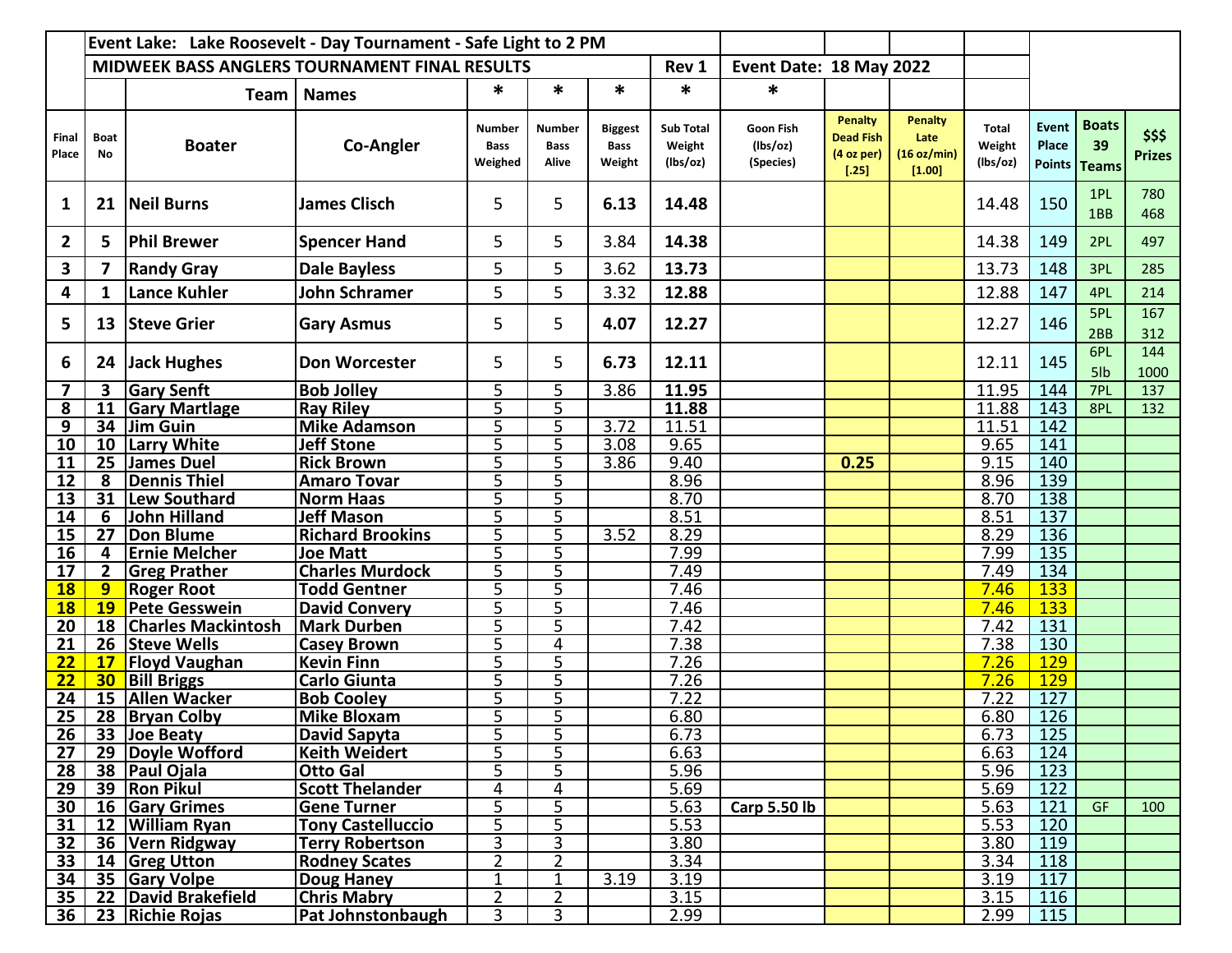| | Event Lake: Lake Roosevelt - Day Tournament - Safe Light to 2 PM | | | | | | | | | | | | | | |
|---|---|---|---|---|---|---|---|---|---|---|---|---|---|---|---|
| | MIDWEEK BASS ANGLERS TOURNAMENT FINAL RESULTS | | | | | | Rev 1 | Event Date: 18 May 2022 | | | | | | | |
| | | Team | Names | * | * | * | * | * | | | | | | | |
| Final Place | Boat No | Boater | Co-Angler | Number Bass Weighed | Number Bass Alive | Biggest Bass Weight | Sub Total Weight (lbs/oz) | Goon Fish (lbs/oz) (Species) | Penalty Dead Fish (4 oz per) [.25] | Penalty Late (16 oz/min) [1.00] | Total Weight (lbs/oz) | Event Place Points | Boats 39 Teams | $$$ Prizes |
| 1 | 21 | Neil Burns | James Clisch | 5 | 5 | 6.13 | 14.48 | | | | 14.48 | 150 | 1PL 1BB | 780 468 |
| 2 | 5 | Phil Brewer | Spencer Hand | 5 | 5 | 3.84 | 14.38 | | | | 14.38 | 149 | 2PL | 497 |
| 3 | 7 | Randy Gray | Dale Bayless | 5 | 5 | 3.62 | 13.73 | | | | 13.73 | 148 | 3PL | 285 |
| 4 | 1 | Lance Kuhler | John Schramer | 5 | 5 | 3.32 | 12.88 | | | | 12.88 | 147 | 4PL | 214 |
| 5 | 13 | Steve Grier | Gary Asmus | 5 | 5 | 4.07 | 12.27 | | | | 12.27 | 146 | 5PL 2BB | 167 312 |
| 6 | 24 | Jack Hughes | Don Worcester | 5 | 5 | 6.73 | 12.11 | | | | 12.11 | 145 | 6PL 5lb | 144 1000 |
| 7 | 3 | Gary Senft | Bob Jolley | 5 | 5 | 3.86 | 11.95 | | | | 11.95 | 144 | 7PL | 137 |
| 8 | 11 | Gary Martlage | Ray Riley | 5 | 5 | | 11.88 | | | | 11.88 | 143 | 8PL | 132 |
| 9 | 34 | Jim Guin | Mike Adamson | 5 | 5 | 3.72 | 11.51 | | | | 11.51 | 142 | | |
| 10 | 10 | Larry White | Jeff Stone | 5 | 5 | 3.08 | 9.65 | | | | 9.65 | 141 | | |
| 11 | 25 | James Duel | Rick Brown | 5 | 5 | 3.86 | 9.40 | | 0.25 | | 9.15 | 140 | | |
| 12 | 8 | Dennis Thiel | Amaro Tovar | 5 | 5 | | 8.96 | | | | 8.96 | 139 | | |
| 13 | 31 | Lew Southard | Norm Haas | 5 | 5 | | 8.70 | | | | 8.70 | 138 | | |
| 14 | 6 | John Hilland | Jeff Mason | 5 | 5 | | 8.51 | | | | 8.51 | 137 | | |
| 15 | 27 | Don Blume | Richard Brookins | 5 | 5 | 3.52 | 8.29 | | | | 8.29 | 136 | | |
| 16 | 4 | Ernie Melcher | Joe Matt | 5 | 5 | | 7.99 | | | | 7.99 | 135 | | |
| 17 | 2 | Greg Prather | Charles Murdock | 5 | 5 | | 7.49 | | | | 7.49 | 134 | | |
| 18 | 9 | Roger Root | Todd Gentner | 5 | 5 | | 7.46 | | | | 7.46 | 133 | | |
| 18 | 19 | Pete Gesswein | David Convery | 5 | 5 | | 7.46 | | | | 7.46 | 133 | | |
| 20 | 18 | Charles Mackintosh | Mark Durben | 5 | 5 | | 7.42 | | | | 7.42 | 131 | | |
| 21 | 26 | Steve Wells | Casey Brown | 5 | 4 | | 7.38 | | | | 7.38 | 130 | | |
| 22 | 17 | Floyd Vaughan | Kevin Finn | 5 | 5 | | 7.26 | | | | 7.26 | 129 | | |
| 22 | 30 | Bill Briggs | Carlo Giunta | 5 | 5 | | 7.26 | | | | 7.26 | 129 | | |
| 24 | 15 | Allen Wacker | Bob Cooley | 5 | 5 | | 7.22 | | | | 7.22 | 127 | | |
| 25 | 28 | Bryan Colby | Mike Bloxam | 5 | 5 | | 6.80 | | | | 6.80 | 126 | | |
| 26 | 33 | Joe Beaty | David Sapyta | 5 | 5 | | 6.73 | | | | 6.73 | 125 | | |
| 27 | 29 | Doyle Wofford | Keith Weidert | 5 | 5 | | 6.63 | | | | 6.63 | 124 | | |
| 28 | 38 | Paul Ojala | Otto Gal | 5 | 5 | | 5.96 | | | | 5.96 | 123 | | |
| 29 | 39 | Ron Pikul | Scott Thelander | 4 | 4 | | 5.69 | | | | 5.69 | 122 | | |
| 30 | 16 | Gary Grimes | Gene Turner | 5 | 5 | | 5.63 | Carp 5.50 lb | | | 5.63 | 121 | GF | 100 |
| 31 | 12 | William Ryan | Tony Castelluccio | 5 | 5 | | 5.53 | | | | 5.53 | 120 | | |
| 32 | 36 | Vern Ridgway | Terry Robertson | 3 | 3 | | 3.80 | | | | 3.80 | 119 | | |
| 33 | 14 | Greg Utton | Rodney Scates | 2 | 2 | | 3.34 | | | | 3.34 | 118 | | |
| 34 | 35 | Gary Volpe | Doug Haney | 1 | 1 | 3.19 | 3.19 | | | | 3.19 | 117 | | |
| 35 | 22 | David Brakefield | Chris Mabry | 2 | 2 | | 3.15 | | | | 3.15 | 116 | | |
| 36 | 23 | Richie Rojas | Pat Johnstonbaugh | 3 | 3 | | 2.99 | | | | 2.99 | 115 | | |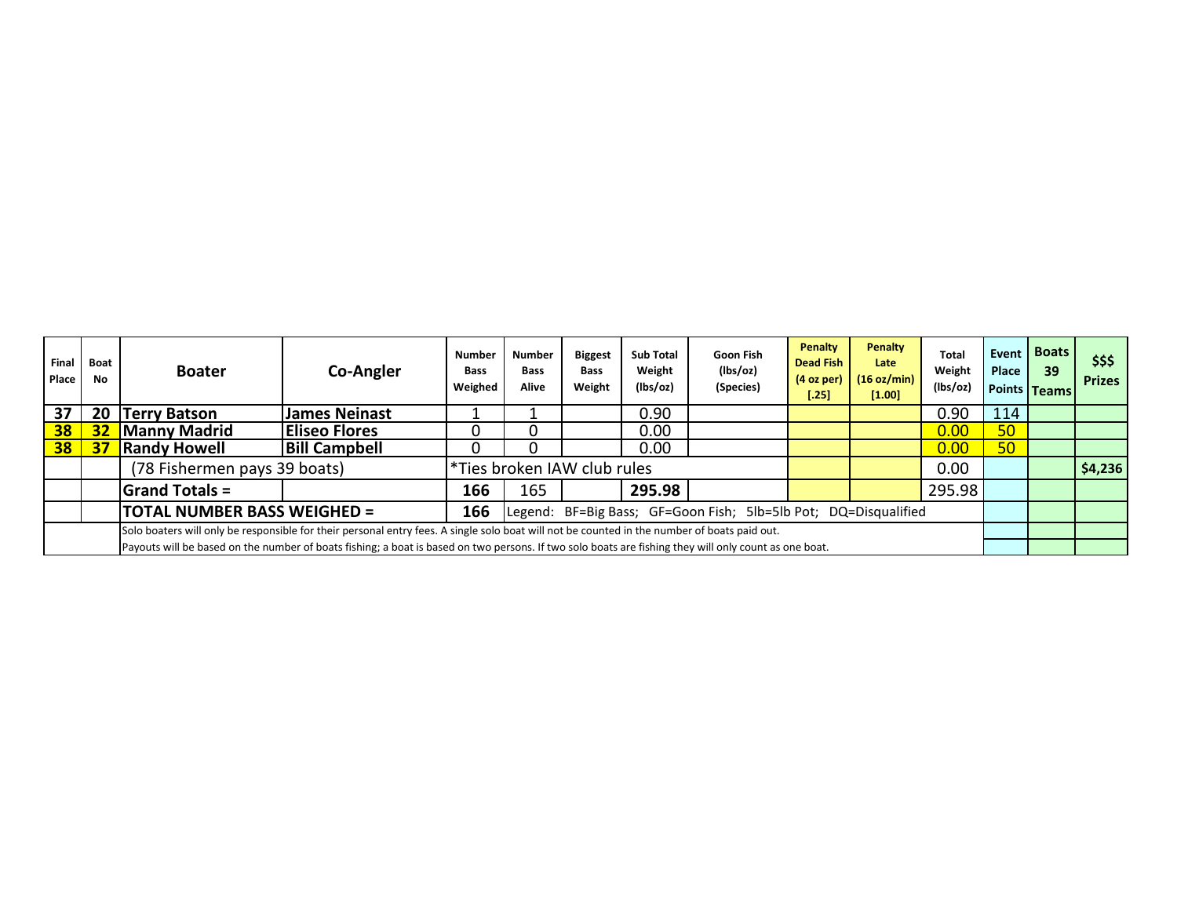| Final Place | Boat No | Boater | Co-Angler | Number Bass Weighed | Number Bass Alive | Biggest Bass Weight | Sub Total Weight (lbs/oz) | Goon Fish (lbs/oz) (Species) | Penalty Dead Fish (4 oz per) [.25] | Penalty Late (16 oz/min) [1.00] | Total Weight (lbs/oz) | Event Place Points | Boats 39 Teams | $$$ Prizes |
|---|---|---|---|---|---|---|---|---|---|---|---|---|---|---|
| 37 | 20 | Terry Batson | James Neinast | 1 | 1 | | 0.90 | | | | 0.90 | 114 | | |
| 38 | 32 | Manny Madrid | Eliseo Flores | 0 | 0 | | 0.00 | | | | 0.00 | 50 | | |
| 38 | 37 | Randy Howell | Bill Campbell | 0 | 0 | | 0.00 | | | | 0.00 | 50 | | |
| | | (78 Fishermen pays 39 boats) | | *Ties broken IAW club rules | | | | | | | 0.00 | | | $4,236 |
| | | Grand Totals = | | 166 | 165 | | 295.98 | | | | 295.98 | | | |
| | | TOTAL NUMBER BASS WEIGHED = | | 166 | Legend: BF=Big Bass; GF=Goon Fish; 5lb=5lb Pot; DQ=Disqualified | | | | | | | | | |

Solo boaters will only be responsible for their personal entry fees. A single solo boat will not be counted in the number of boats paid out.

Payouts will be based on the number of boats fishing; a boat is based on two persons. If two solo boats are fishing they will only count as one boat.